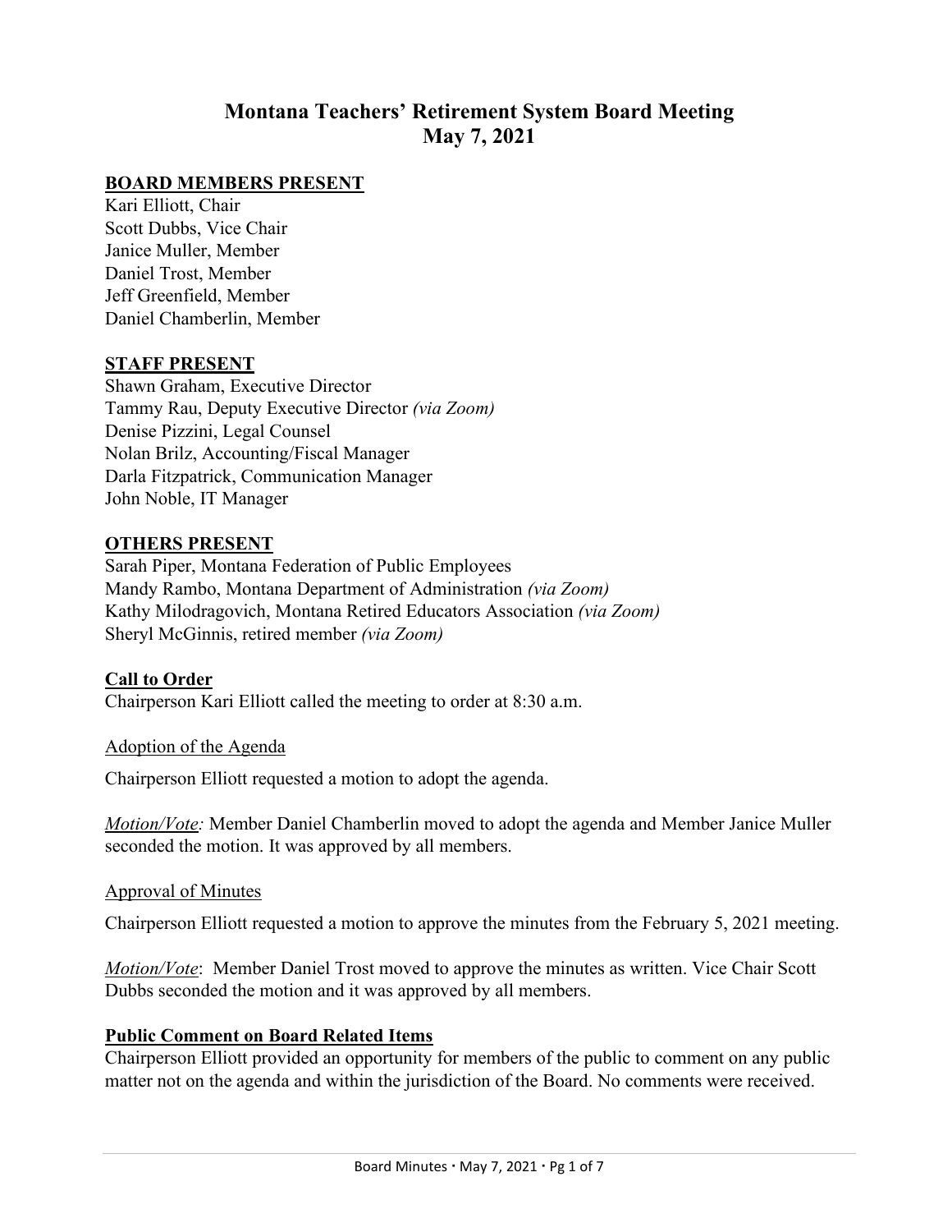# Montana Teachers' Retirement System Board Meeting
# May 7, 2021

**BOARD MEMBERS PRESENT**

Kari Elliott, Chair
Scott Dubbs, Vice Chair
Janice Muller, Member
Daniel Trost, Member
Jeff Greenfield, Member
Daniel Chamberlin, Member

**STAFF PRESENT**

Shawn Graham, Executive Director
Tammy Rau, Deputy Executive Director *(via Zoom)*
Denise Pizzini, Legal Counsel
Nolan Brilz, Accounting/Fiscal Manager
Darla Fitzpatrick, Communication Manager
John Noble, IT Manager

**OTHERS PRESENT**

Sarah Piper, Montana Federation of Public Employees
Mandy Rambo, Montana Department of Administration *(via Zoom)*
Kathy Milodragovich, Montana Retired Educators Association *(via Zoom)*
Sheryl McGinnis, retired member *(via Zoom)*

**Call to Order**

Chairperson Kari Elliott called the meeting to order at 8:30 a.m.

Adoption of the Agenda

Chairperson Elliott requested a motion to adopt the agenda.

*Motion/Vote:* Member Daniel Chamberlin moved to adopt the agenda and Member Janice Muller seconded the motion. It was approved by all members.

Approval of Minutes

Chairperson Elliott requested a motion to approve the minutes from the February 5, 2021 meeting.

*Motion/Vote*: Member Daniel Trost moved to approve the minutes as written. Vice Chair Scott Dubbs seconded the motion and it was approved by all members.

**Public Comment on Board Related Items**

Chairperson Elliott provided an opportunity for members of the public to comment on any public matter not on the agenda and within the jurisdiction of the Board. No comments were received.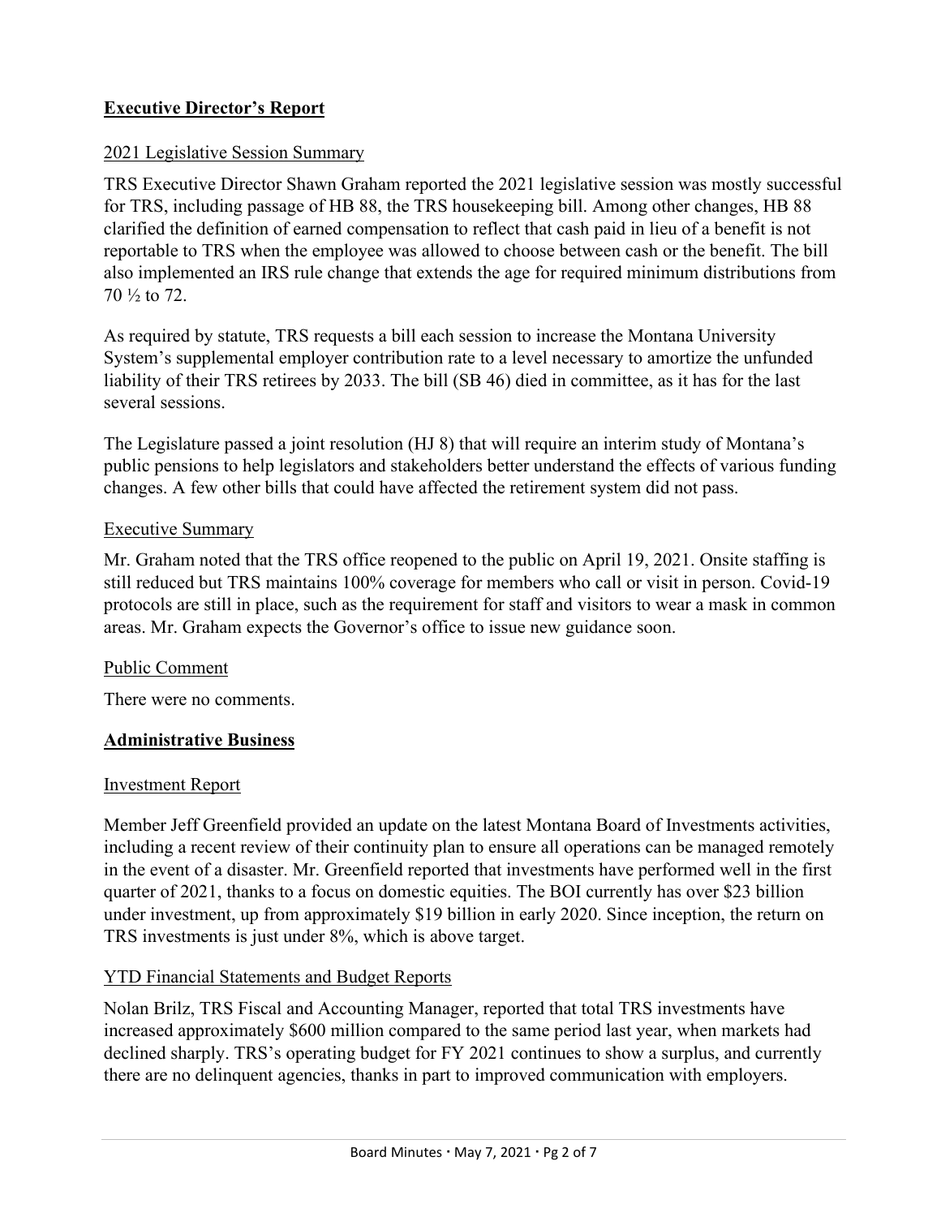## Executive Director's Report

### 2021 Legislative Session Summary

TRS Executive Director Shawn Graham reported the 2021 legislative session was mostly successful for TRS, including passage of HB 88, the TRS housekeeping bill. Among other changes, HB 88 clarified the definition of earned compensation to reflect that cash paid in lieu of a benefit is not reportable to TRS when the employee was allowed to choose between cash or the benefit. The bill also implemented an IRS rule change that extends the age for required minimum distributions from 70 ½ to 72.

As required by statute, TRS requests a bill each session to increase the Montana University System's supplemental employer contribution rate to a level necessary to amortize the unfunded liability of their TRS retirees by 2033. The bill (SB 46) died in committee, as it has for the last several sessions.

The Legislature passed a joint resolution (HJ 8) that will require an interim study of Montana's public pensions to help legislators and stakeholders better understand the effects of various funding changes. A few other bills that could have affected the retirement system did not pass.

### Executive Summary

Mr. Graham noted that the TRS office reopened to the public on April 19, 2021. Onsite staffing is still reduced but TRS maintains 100% coverage for members who call or visit in person. Covid-19 protocols are still in place, such as the requirement for staff and visitors to wear a mask in common areas. Mr. Graham expects the Governor's office to issue new guidance soon.

### Public Comment

There were no comments.

## Administrative Business

### Investment Report

Member Jeff Greenfield provided an update on the latest Montana Board of Investments activities, including a recent review of their continuity plan to ensure all operations can be managed remotely in the event of a disaster. Mr. Greenfield reported that investments have performed well in the first quarter of 2021, thanks to a focus on domestic equities. The BOI currently has over $23 billion under investment, up from approximately $19 billion in early 2020. Since inception, the return on TRS investments is just under 8%, which is above target.

### YTD Financial Statements and Budget Reports

Nolan Brilz, TRS Fiscal and Accounting Manager, reported that total TRS investments have increased approximately $600 million compared to the same period last year, when markets had declined sharply. TRS's operating budget for FY 2021 continues to show a surplus, and currently there are no delinquent agencies, thanks in part to improved communication with employers.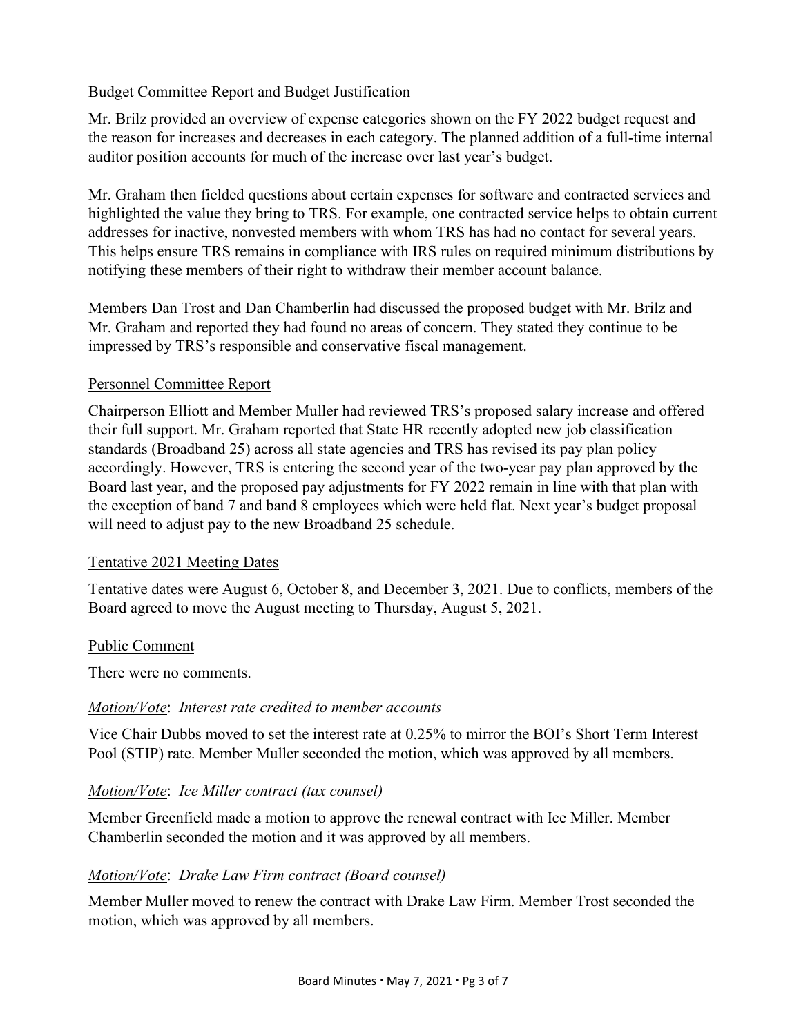## Budget Committee Report and Budget Justification

Mr. Brilz provided an overview of expense categories shown on the FY 2022 budget request and the reason for increases and decreases in each category. The planned addition of a full-time internal auditor position accounts for much of the increase over last year's budget.

Mr. Graham then fielded questions about certain expenses for software and contracted services and highlighted the value they bring to TRS. For example, one contracted service helps to obtain current addresses for inactive, nonvested members with whom TRS has had no contact for several years. This helps ensure TRS remains in compliance with IRS rules on required minimum distributions by notifying these members of their right to withdraw their member account balance.

Members Dan Trost and Dan Chamberlin had discussed the proposed budget with Mr. Brilz and Mr. Graham and reported they had found no areas of concern. They stated they continue to be impressed by TRS's responsible and conservative fiscal management.

## Personnel Committee Report

Chairperson Elliott and Member Muller had reviewed TRS's proposed salary increase and offered their full support. Mr. Graham reported that State HR recently adopted new job classification standards (Broadband 25) across all state agencies and TRS has revised its pay plan policy accordingly. However, TRS is entering the second year of the two-year pay plan approved by the Board last year, and the proposed pay adjustments for FY 2022 remain in line with that plan with the exception of band 7 and band 8 employees which were held flat. Next year's budget proposal will need to adjust pay to the new Broadband 25 schedule.

## Tentative 2021 Meeting Dates

Tentative dates were August 6, October 8, and December 3, 2021. Due to conflicts, members of the Board agreed to move the August meeting to Thursday, August 5, 2021.

## Public Comment

There were no comments.

### *Motion/Vote*: *Interest rate credited to member accounts*

Vice Chair Dubbs moved to set the interest rate at 0.25% to mirror the BOI's Short Term Interest Pool (STIP) rate. Member Muller seconded the motion, which was approved by all members.

### *Motion/Vote*: *Ice Miller contract (tax counsel)*

Member Greenfield made a motion to approve the renewal contract with Ice Miller. Member Chamberlin seconded the motion and it was approved by all members.

### *Motion/Vote*: *Drake Law Firm contract (Board counsel)*

Member Muller moved to renew the contract with Drake Law Firm. Member Trost seconded the motion, which was approved by all members.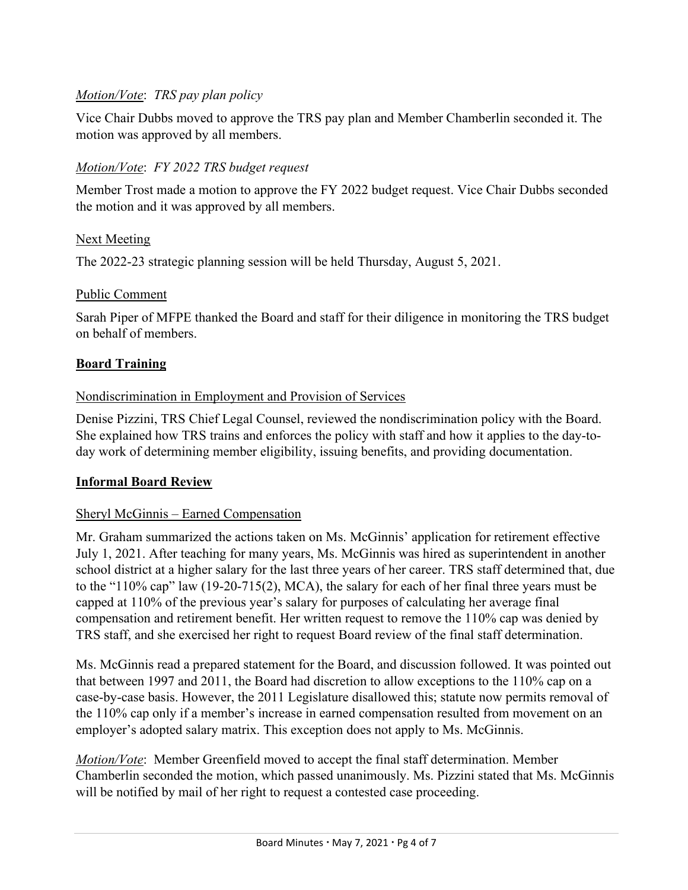*Motion/Vote*: *TRS pay plan policy*

Vice Chair Dubbs moved to approve the TRS pay plan and Member Chamberlin seconded it. The motion was approved by all members.

*Motion/Vote*: *FY 2022 TRS budget request*

Member Trost made a motion to approve the FY 2022 budget request. Vice Chair Dubbs seconded the motion and it was approved by all members.

Next Meeting

The 2022-23 strategic planning session will be held Thursday, August 5, 2021.

Public Comment

Sarah Piper of MFPE thanked the Board and staff for their diligence in monitoring the TRS budget on behalf of members.

## **Board Training**

Nondiscrimination in Employment and Provision of Services

Denise Pizzini, TRS Chief Legal Counsel, reviewed the nondiscrimination policy with the Board. She explained how TRS trains and enforces the policy with staff and how it applies to the day-to-day work of determining member eligibility, issuing benefits, and providing documentation.

## **Informal Board Review**

Sheryl McGinnis – Earned Compensation

Mr. Graham summarized the actions taken on Ms. McGinnis' application for retirement effective July 1, 2021. After teaching for many years, Ms. McGinnis was hired as superintendent in another school district at a higher salary for the last three years of her career. TRS staff determined that, due to the "110% cap" law (19-20-715(2), MCA), the salary for each of her final three years must be capped at 110% of the previous year's salary for purposes of calculating her average final compensation and retirement benefit. Her written request to remove the 110% cap was denied by TRS staff, and she exercised her right to request Board review of the final staff determination.

Ms. McGinnis read a prepared statement for the Board, and discussion followed. It was pointed out that between 1997 and 2011, the Board had discretion to allow exceptions to the 110% cap on a case-by-case basis. However, the 2011 Legislature disallowed this; statute now permits removal of the 110% cap only if a member's increase in earned compensation resulted from movement on an employer's adopted salary matrix. This exception does not apply to Ms. McGinnis.

*Motion/Vote*: Member Greenfield moved to accept the final staff determination. Member Chamberlin seconded the motion, which passed unanimously. Ms. Pizzini stated that Ms. McGinnis will be notified by mail of her right to request a contested case proceeding.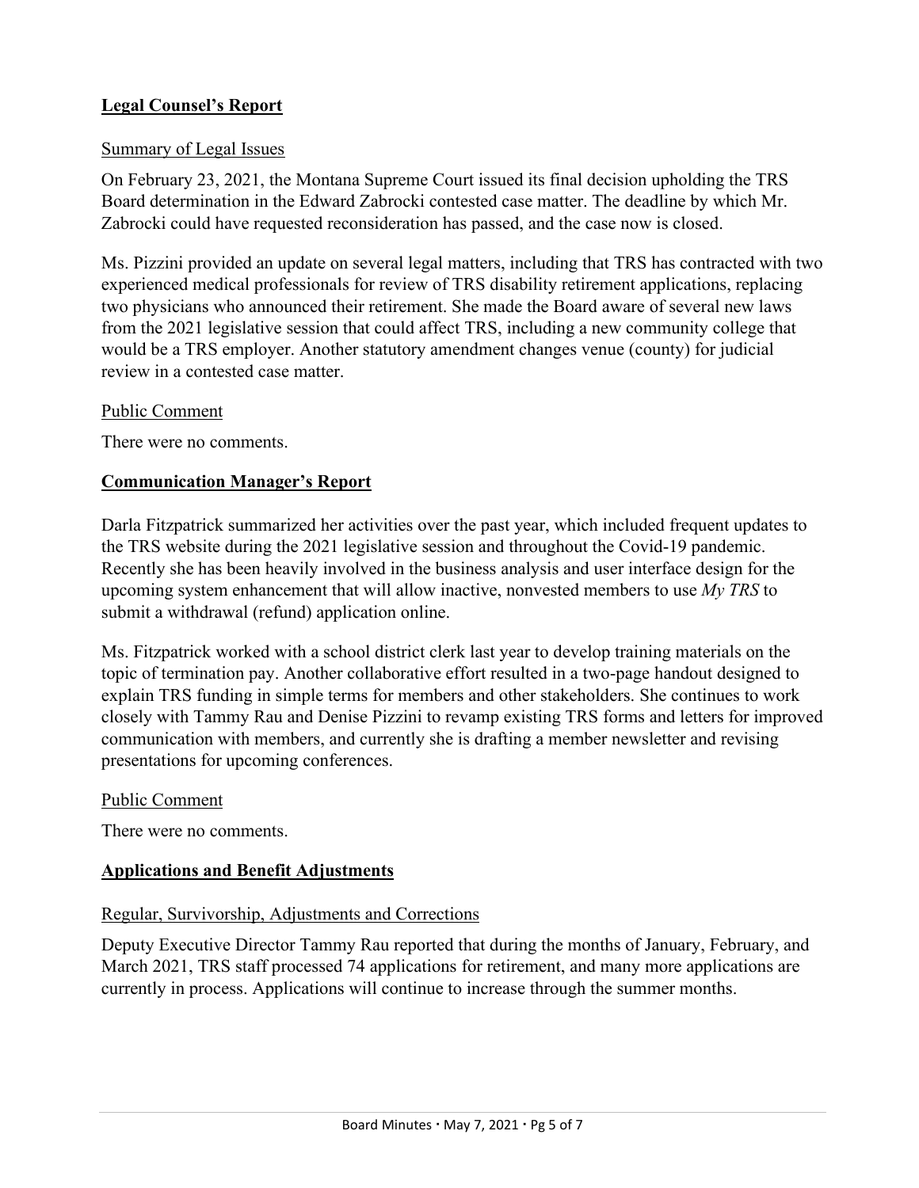## **Legal Counsel's Report**

### Summary of Legal Issues

On February 23, 2021, the Montana Supreme Court issued its final decision upholding the TRS Board determination in the Edward Zabrocki contested case matter. The deadline by which Mr. Zabrocki could have requested reconsideration has passed, and the case now is closed.

Ms. Pizzini provided an update on several legal matters, including that TRS has contracted with two experienced medical professionals for review of TRS disability retirement applications, replacing two physicians who announced their retirement. She made the Board aware of several new laws from the 2021 legislative session that could affect TRS, including a new community college that would be a TRS employer. Another statutory amendment changes venue (county) for judicial review in a contested case matter.

### Public Comment

There were no comments.

## **Communication Manager's Report**

Darla Fitzpatrick summarized her activities over the past year, which included frequent updates to the TRS website during the 2021 legislative session and throughout the Covid-19 pandemic. Recently she has been heavily involved in the business analysis and user interface design for the upcoming system enhancement that will allow inactive, nonvested members to use *My TRS* to submit a withdrawal (refund) application online.

Ms. Fitzpatrick worked with a school district clerk last year to develop training materials on the topic of termination pay. Another collaborative effort resulted in a two-page handout designed to explain TRS funding in simple terms for members and other stakeholders. She continues to work closely with Tammy Rau and Denise Pizzini to revamp existing TRS forms and letters for improved communication with members, and currently she is drafting a member newsletter and revising presentations for upcoming conferences.

### Public Comment

There were no comments.

## **Applications and Benefit Adjustments**

### Regular, Survivorship, Adjustments and Corrections

Deputy Executive Director Tammy Rau reported that during the months of January, February, and March 2021, TRS staff processed 74 applications for retirement, and many more applications are currently in process. Applications will continue to increase through the summer months.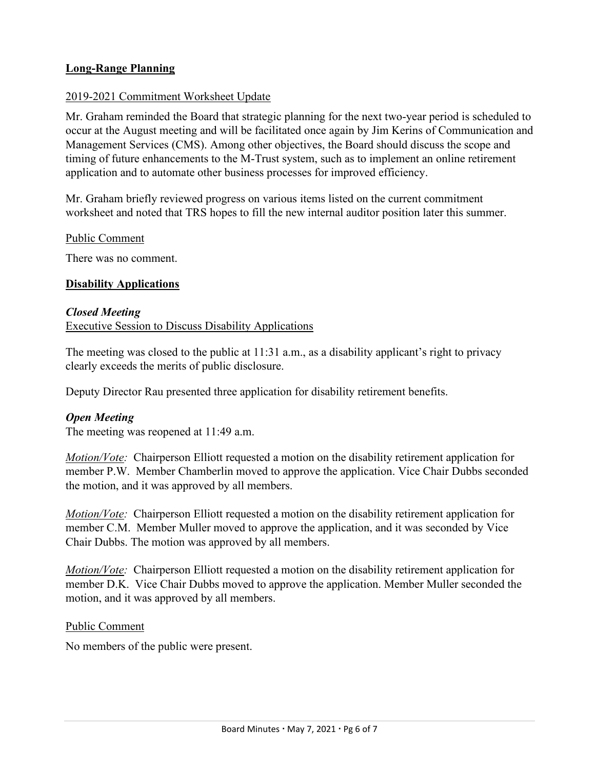## **Long-Range Planning**

2019-2021 Commitment Worksheet Update

Mr. Graham reminded the Board that strategic planning for the next two-year period is scheduled to occur at the August meeting and will be facilitated once again by Jim Kerins of Communication and Management Services (CMS). Among other objectives, the Board should discuss the scope and timing of future enhancements to the M-Trust system, such as to implement an online retirement application and to automate other business processes for improved efficiency.

Mr. Graham briefly reviewed progress on various items listed on the current commitment worksheet and noted that TRS hopes to fill the new internal auditor position later this summer.

Public Comment

There was no comment.

## **Disability Applications**

***Closed Meeting***
Executive Session to Discuss Disability Applications

The meeting was closed to the public at 11:31 a.m., as a disability applicant's right to privacy clearly exceeds the merits of public disclosure.

Deputy Director Rau presented three application for disability retirement benefits.

***Open Meeting***
The meeting was reopened at 11:49 a.m.

*Motion/Vote:* Chairperson Elliott requested a motion on the disability retirement application for member P.W. Member Chamberlin moved to approve the application. Vice Chair Dubbs seconded the motion, and it was approved by all members.

*Motion/Vote:* Chairperson Elliott requested a motion on the disability retirement application for member C.M. Member Muller moved to approve the application, and it was seconded by Vice Chair Dubbs. The motion was approved by all members.

*Motion/Vote:* Chairperson Elliott requested a motion on the disability retirement application for member D.K. Vice Chair Dubbs moved to approve the application. Member Muller seconded the motion, and it was approved by all members.

Public Comment

No members of the public were present.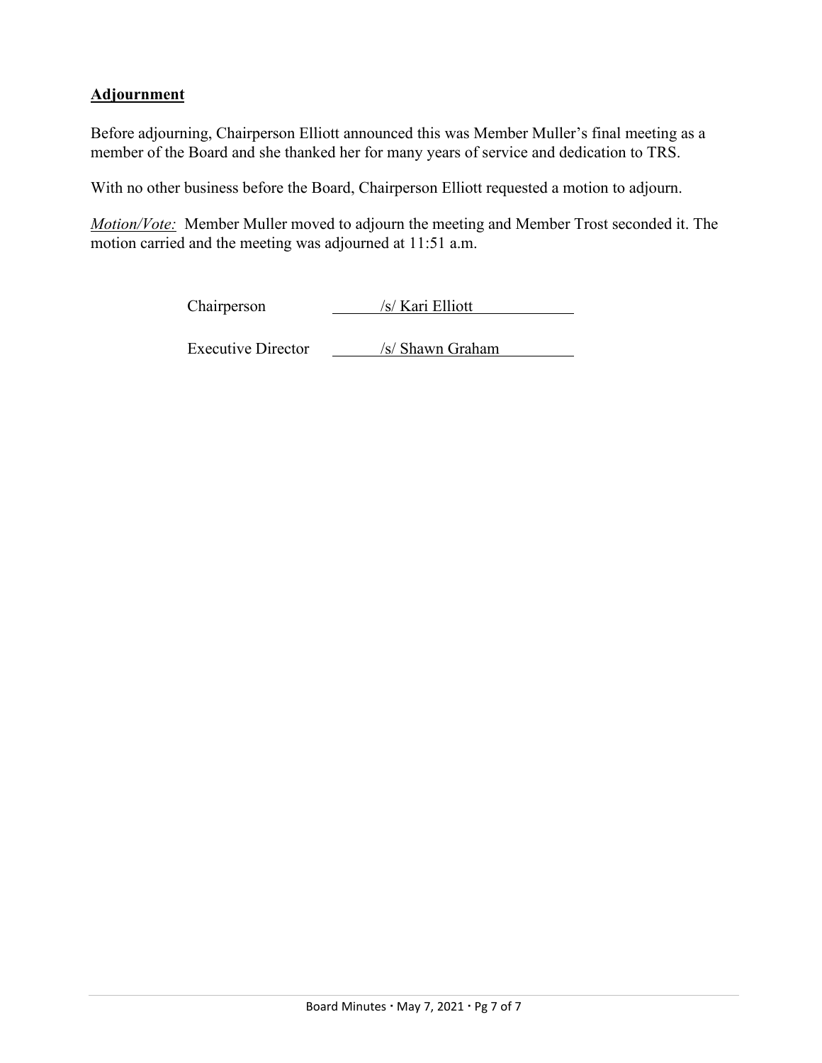## Adjournment

Before adjourning, Chairperson Elliott announced this was Member Muller's final meeting as a member of the Board and she thanked her for many years of service and dedication to TRS.

With no other business before the Board, Chairperson Elliott requested a motion to adjourn.

*Motion/Vote:* Member Muller moved to adjourn the meeting and Member Trost seconded it. The motion carried and the meeting was adjourned at 11:51 a.m.

Chairperson /s/ Kari Elliott

Executive Director /s/ Shawn Graham